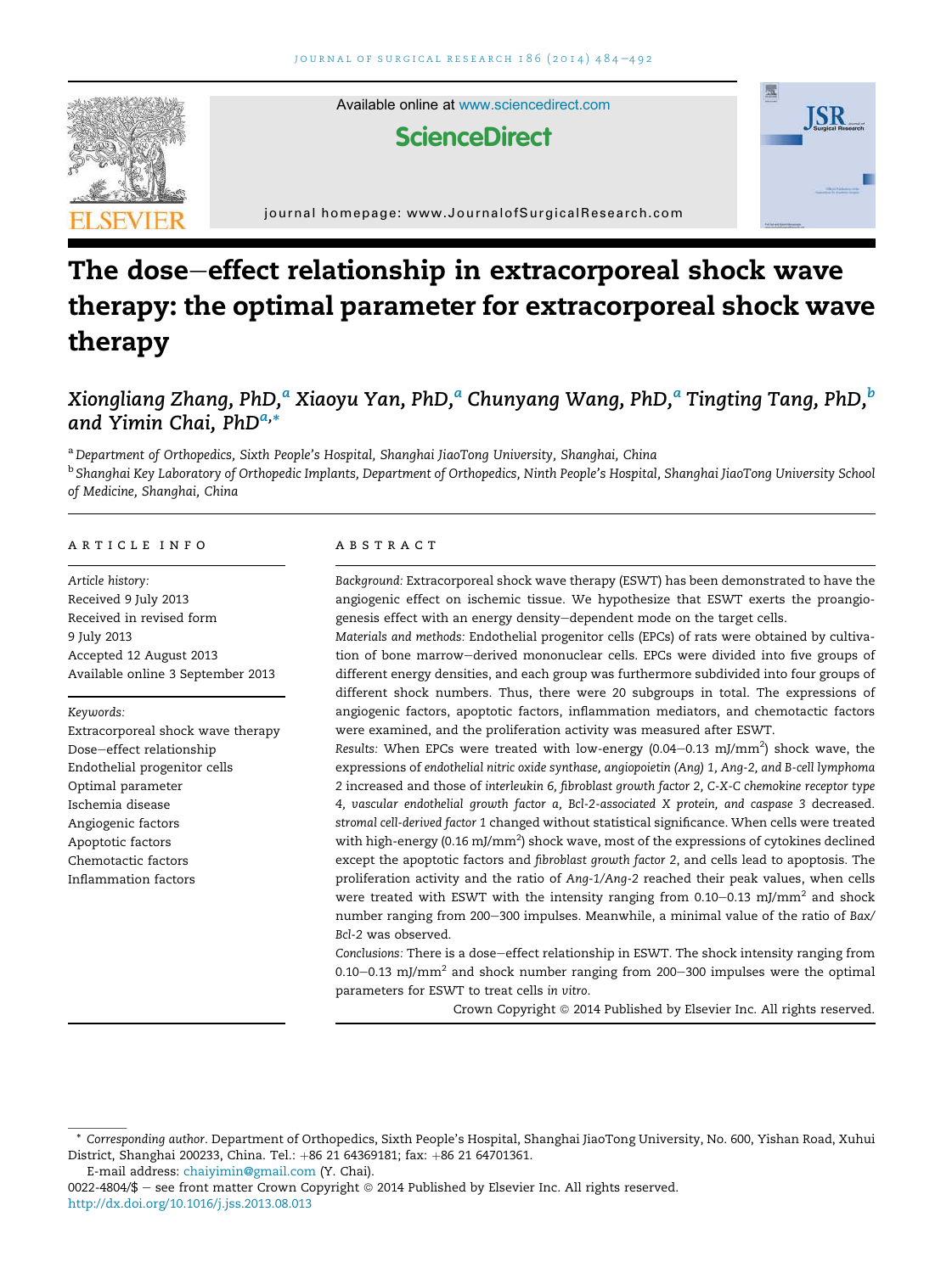# The dose–effect relationship in extracorporeal shock wave therapy: the optimal parameter for extracorporeal shock wave therapy

*Xiongliang Zhang, PhD,*[a] *Xiaoyu Yan, PhD,*[a] *Chunyang Wang, PhD,*[a] *Tingting Tang, PhD,*[b] *and Yimin Chai, PhD*[a,*]

[a] *Department of Orthopedics, Sixth People's Hospital, Shanghai JiaoTong University, Shanghai, China*

[b] *Shanghai Key Laboratory of Orthopedic Implants, Department of Orthopedics, Ninth People's Hospital, Shanghai JiaoTong University School of Medicine, Shanghai, China*

## ARTICLE INFO

*Article history:*
Received 9 July 2013
Received in revised form
9 July 2013
Accepted 12 August 2013
Available online 3 September 2013

*Keywords:*
Extracorporeal shock wave therapy
Dose–effect relationship
Endothelial progenitor cells
Optimal parameter
Ischemia disease
Angiogenic factors
Apoptotic factors
Chemotactic factors
Inflammation factors

## ABSTRACT

*Background:* Extracorporeal shock wave therapy (ESWT) has been demonstrated to have the angiogenic effect on ischemic tissue. We hypothesize that ESWT exerts the proangiogenesis effect with an energy density–dependent mode on the target cells.

*Materials and methods:* Endothelial progenitor cells (EPCs) of rats were obtained by cultivation of bone marrow–derived mononuclear cells. EPCs were divided into five groups of different energy densities, and each group was furthermore subdivided into four groups of different shock numbers. Thus, there were 20 subgroups in total. The expressions of angiogenic factors, apoptotic factors, inflammation mediators, and chemotactic factors were examined, and the proliferation activity was measured after ESWT.

*Results:* When EPCs were treated with low-energy (0.04–0.13 mJ/mm$^2$) shock wave, the expressions of *endothelial nitric oxide synthase, angiopoietin (Ang) 1, Ang-2, and B-cell lymphoma 2* increased and those of *interleukin 6, fibroblast growth factor 2, C-X-C chemokine receptor type 4, vascular endothelial growth factor a, Bcl-2-associated X protein, and caspase 3* decreased. *stromal cell-derived factor 1* changed without statistical significance. When cells were treated with high-energy (0.16 mJ/mm$^2$) shock wave, most of the expressions of cytokines declined except the apoptotic factors and *fibroblast growth factor 2*, and cells lead to apoptosis. The proliferation activity and the ratio of *Ang-1/Ang-2* reached their peak values, when cells were treated with ESWT with the intensity ranging from 0.10–0.13 mJ/mm$^2$ and shock number ranging from 200–300 impulses. Meanwhile, a minimal value of the ratio of *Bax/Bcl-2* was observed.

*Conclusions:* There is a dose–effect relationship in ESWT. The shock intensity ranging from 0.10–0.13 mJ/mm$^2$ and shock number ranging from 200–300 impulses were the optimal parameters for ESWT to treat cells *in vitro*.

Crown Copyright © 2014 Published by Elsevier Inc. All rights reserved.

---

\* *Corresponding author*. Department of Orthopedics, Sixth People's Hospital, Shanghai JiaoTong University, No. 600, Yishan Road, Xuhui District, Shanghai 200233, China. Tel.: +86 21 64369181; fax: +86 21 64701361.

E-mail address: chaiyimin@gmail.com (Y. Chai).

0022-4804/$ – see front matter Crown Copyright © 2014 Published by Elsevier Inc. All rights reserved.
http://dx.doi.org/10.1016/j.jss.2013.08.013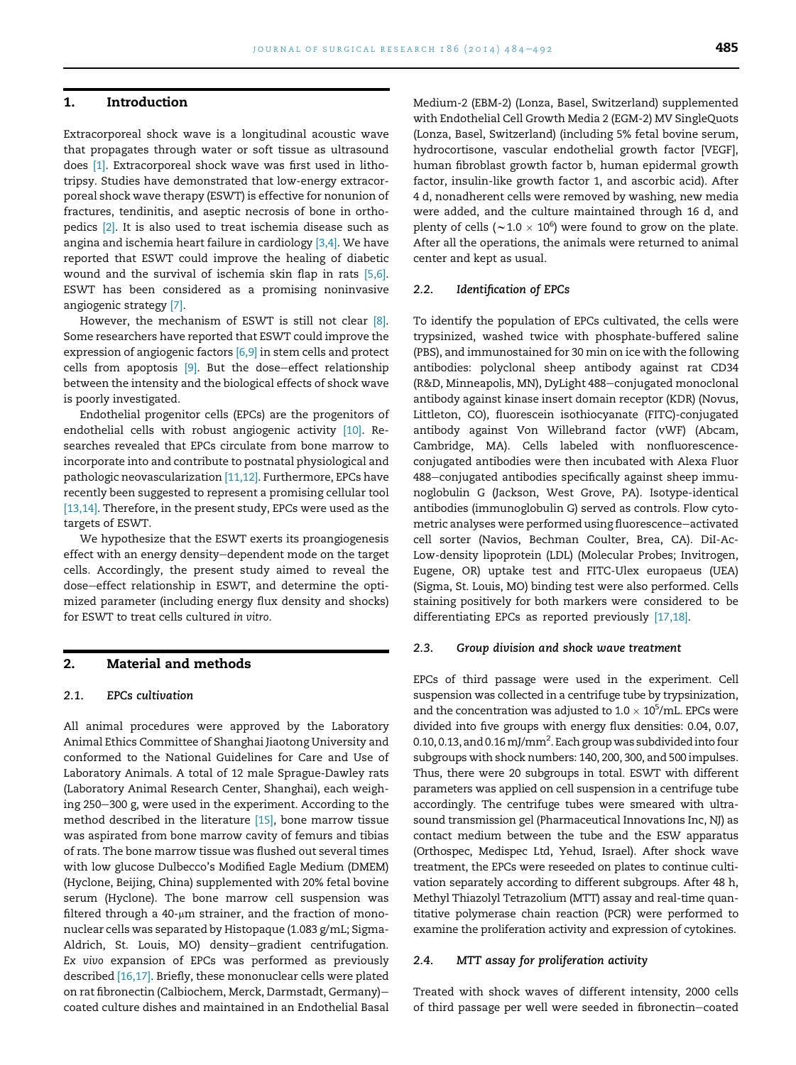## 1. Introduction

Extracorporeal shock wave is a longitudinal acoustic wave that propagates through water or soft tissue as ultrasound does [1]. Extracorporeal shock wave was first used in lithotripsy. Studies have demonstrated that low-energy extracorporeal shock wave therapy (ESWT) is effective for nonunion of fractures, tendinitis, and aseptic necrosis of bone in orthopedics [2]. It is also used to treat ischemia disease such as angina and ischemia heart failure in cardiology [3,4]. We have reported that ESWT could improve the healing of diabetic wound and the survival of ischemia skin flap in rats [5,6]. ESWT has been considered as a promising noninvasive angiogenic strategy [7].

However, the mechanism of ESWT is still not clear [8]. Some researchers have reported that ESWT could improve the expression of angiogenic factors [6,9] in stem cells and protect cells from apoptosis [9]. But the dose–effect relationship between the intensity and the biological effects of shock wave is poorly investigated.

Endothelial progenitor cells (EPCs) are the progenitors of endothelial cells with robust angiogenic activity [10]. Researches revealed that EPCs circulate from bone marrow to incorporate into and contribute to postnatal physiological and pathologic neovascularization [11,12]. Furthermore, EPCs have recently been suggested to represent a promising cellular tool [13,14]. Therefore, in the present study, EPCs were used as the targets of ESWT.

We hypothesize that the ESWT exerts its proangiogenesis effect with an energy density–dependent mode on the target cells. Accordingly, the present study aimed to reveal the dose–effect relationship in ESWT, and determine the optimized parameter (including energy flux density and shocks) for ESWT to treat cells cultured *in vitro*.

## 2. Material and methods

### 2.1. EPCs cultivation

All animal procedures were approved by the Laboratory Animal Ethics Committee of Shanghai Jiaotong University and conformed to the National Guidelines for Care and Use of Laboratory Animals. A total of 12 male Sprague-Dawley rats (Laboratory Animal Research Center, Shanghai), each weighing 250–300 g, were used in the experiment. According to the method described in the literature [15], bone marrow tissue was aspirated from bone marrow cavity of femurs and tibias of rats. The bone marrow tissue was flushed out several times with low glucose Dulbecco's Modified Eagle Medium (DMEM) (Hyclone, Beijing, China) supplemented with 20% fetal bovine serum (Hyclone). The bone marrow cell suspension was filtered through a 40-μm strainer, and the fraction of mononuclear cells was separated by Histopaque (1.083 g/mL; Sigma-Aldrich, St. Louis, MO) density–gradient centrifugation. *Ex vivo* expansion of EPCs was performed as previously described [16,17]. Briefly, these mononuclear cells were plated on rat fibronectin (Calbiochem, Merck, Darmstadt, Germany)–coated culture dishes and maintained in an Endothelial Basal Medium-2 (EBM-2) (Lonza, Basel, Switzerland) supplemented with Endothelial Cell Growth Media 2 (EGM-2) MV SingleQuots (Lonza, Basel, Switzerland) (including 5% fetal bovine serum, hydrocortisone, vascular endothelial growth factor [VEGF], human fibroblast growth factor b, human epidermal growth factor, insulin-like growth factor 1, and ascorbic acid). After 4 d, nonadherent cells were removed by washing, new media were added, and the culture maintained through 16 d, and plenty of cells ($\sim 1.0 \times 10^6$) were found to grow on the plate. After all the operations, the animals were returned to animal center and kept as usual.

### 2.2. Identification of EPCs

To identify the population of EPCs cultivated, the cells were trypsinized, washed twice with phosphate-buffered saline (PBS), and immunostained for 30 min on ice with the following antibodies: polyclonal sheep antibody against rat CD34 (R&D, Minneapolis, MN), DyLight 488–conjugated monoclonal antibody against kinase insert domain receptor (KDR) (Novus, Littleton, CO), fluorescein isothiocyanate (FITC)-conjugated antibody against Von Willebrand factor (vWF) (Abcam, Cambridge, MA). Cells labeled with nonfluorescence-conjugated antibodies were then incubated with Alexa Fluor 488–conjugated antibodies specifically against sheep immunoglobulin G (Jackson, West Grove, PA). Isotype-identical antibodies (immunoglobulin G) served as controls. Flow cytometric analyses were performed using fluorescence–activated cell sorter (Navios, Bechman Coulter, Brea, CA). DiI-Ac-Low-density lipoprotein (LDL) (Molecular Probes; Invitrogen, Eugene, OR) uptake test and FITC-Ulex europaeus (UEA) (Sigma, St. Louis, MO) binding test were also performed. Cells staining positively for both markers were considered to be differentiating EPCs as reported previously [17,18].

### 2.3. Group division and shock wave treatment

EPCs of third passage were used in the experiment. Cell suspension was collected in a centrifuge tube by trypsinization, and the concentration was adjusted to $1.0 \times 10^5$/mL. EPCs were divided into five groups with energy flux densities: 0.04, 0.07, 0.10, 0.13, and 0.16 mJ/mm$^2$. Each group was subdivided into four subgroups with shock numbers: 140, 200, 300, and 500 impulses. Thus, there were 20 subgroups in total. ESWT with different parameters was applied on cell suspension in a centrifuge tube accordingly. The centrifuge tubes were smeared with ultrasound transmission gel (Pharmaceutical Innovations Inc, NJ) as contact medium between the tube and the ESW apparatus (Orthospec, Medispec Ltd, Yehud, Israel). After shock wave treatment, the EPCs were reseeded on plates to continue cultivation separately according to different subgroups. After 48 h, Methyl Thiazolyl Tetrazolium (MTT) assay and real-time quantitative polymerase chain reaction (PCR) were performed to examine the proliferation activity and expression of cytokines.

### 2.4. MTT assay for proliferation activity

Treated with shock waves of different intensity, 2000 cells of third passage per well were seeded in fibronectin–coated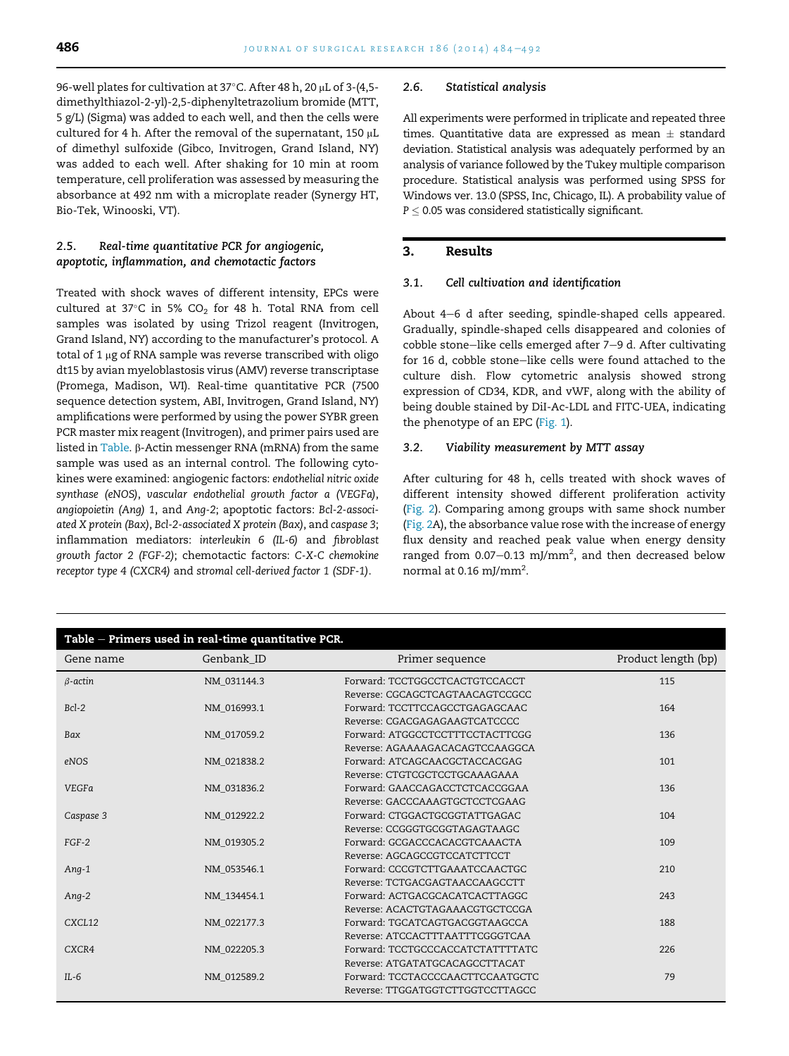96-well plates for cultivation at 37°C. After 48 h, 20 μL of 3-(4,5-dimethylthiazol-2-yl)-2,5-diphenyltetrazolium bromide (MTT, 5 g/L) (Sigma) was added to each well, and then the cells were cultured for 4 h. After the removal of the supernatant, 150 μL of dimethyl sulfoxide (Gibco, Invitrogen, Grand Island, NY) was added to each well. After shaking for 10 min at room temperature, cell proliferation was assessed by measuring the absorbance at 492 nm with a microplate reader (Synergy HT, Bio-Tek, Winooski, VT).

### 2.5. Real-time quantitative PCR for angiogenic, apoptotic, inflammation, and chemotactic factors

Treated with shock waves of different intensity, EPCs were cultured at 37°C in 5% $CO_2$ for 48 h. Total RNA from cell samples was isolated by using Trizol reagent (Invitrogen, Grand Island, NY) according to the manufacturer's protocol. A total of 1 μg of RNA sample was reverse transcribed with oligo dt15 by avian myeloblastosis virus (AMV) reverse transcriptase (Promega, Madison, WI). Real-time quantitative PCR (7500 sequence detection system, ABI, Invitrogen, Grand Island, NY) amplifications were performed by using the power SYBR green PCR master mix reagent (Invitrogen), and primer pairs used are listed in Table. β-Actin messenger RNA (mRNA) from the same sample was used as an internal control. The following cytokines were examined: angiogenic factors: *endothelial nitric oxide synthase (eNOS)*, *vascular endothelial growth factor a (VEGFa)*, *angiopoietin (Ang)* 1, and *Ang-2*; apoptotic factors: *Bcl-2-associated X protein (Bax)*, *Bcl-2-associated X protein (Bax)*, and *caspase 3*; inflammation mediators: *interleukin 6 (IL-6)* and *fibroblast growth factor 2 (FGF-2)*; chemotactic factors: *C-X-C chemokine receptor type 4 (CXCR4)* and *stromal cell-derived factor 1 (SDF-1)*.

### 2.6. Statistical analysis

All experiments were performed in triplicate and repeated three times. Quantitative data are expressed as mean ± standard deviation. Statistical analysis was adequately performed by an analysis of variance followed by the Tukey multiple comparison procedure. Statistical analysis was performed using SPSS for Windows ver. 13.0 (SPSS, Inc, Chicago, IL). A probability value of $P \leq 0.05$ was considered statistically significant.

## 3. Results

### 3.1. Cell cultivation and identification

About 4–6 d after seeding, spindle-shaped cells appeared. Gradually, spindle-shaped cells disappeared and colonies of cobble stone–like cells emerged after 7–9 d. After cultivating for 16 d, cobble stone–like cells were found attached to the culture dish. Flow cytometric analysis showed strong expression of CD34, KDR, and vWF, along with the ability of being double stained by DiI-Ac-LDL and FITC-UEA, indicating the phenotype of an EPC (Fig. 1).

### 3.2. Viability measurement by MTT assay

After culturing for 48 h, cells treated with shock waves of different intensity showed different proliferation activity (Fig. 2). Comparing among groups with same shock number (Fig. 2A), the absorbance value rose with the increase of energy flux density and reached peak value when energy density ranged from 0.07–0.13 mJ/mm$^2$, and then decreased below normal at 0.16 mJ/mm$^2$.

**Table – Primers used in real-time quantitative PCR.**

| Gene name | Genbank_ID | Primer sequence | Product length (bp) |
|---|---|---|---|
| *β-actin* | NM_031144.3 | Forward: TCCTGGCCTCACTGTCCACCT<br>Reverse: CGCAGCTCAGTAACAGTCCGCC | 115 |
| *Bcl-2* | NM_016993.1 | Forward: TCCTTCCAGCCTGAGAGCAAC<br>Reverse: CGACGAGAGAAGTCATCCCC | 164 |
| *Bax* | NM_017059.2 | Forward: ATGGCCTCCTTTCCTACTTCGG<br>Reverse: AGAAAAGACACAGTCCAAGGCA | 136 |
| *eNOS* | NM_021838.2 | Forward: ATCAGCAACGCTACCACGAG<br>Reverse: CTGTCGCTCCTGCAAAGAAA | 101 |
| *VEGFa* | NM_031836.2 | Forward: GAACCAGACCTCTCACCGGAA<br>Reverse: GACCCAAAGTGCTCCTCGAAG | 136 |
| *Caspase 3* | NM_012922.2 | Forward: CTGGACTGCGGTATTGAGAC<br>Reverse: CCGGGTGCGGTAGAGTAAGC | 104 |
| *FGF-2* | NM_019305.2 | Forward: GCGACCCACACGTCAAACTA<br>Reverse: AGCAGCCGTCCATCTTCCT | 109 |
| *Ang-1* | NM_053546.1 | Forward: CCCGTCTTGAAATCCAACTGC<br>Reverse: TCTGACGAGTAACCAAGCCTT | 210 |
| *Ang-2* | NM_134454.1 | Forward: ACTGACGCACATCACTTAGGC<br>Reverse: ACACTGTAGAAACGTGCTCCGA | 243 |
| *CXCL12* | NM_022177.3 | Forward: TGCATCAGTGACGGTAAGCCA<br>Reverse: ATCCACTTTAATTTCGGGTCAA | 188 |
| *CXCR4* | NM_022205.3 | Forward: TCCTGCCCACCATCTATTTTATC<br>Reverse: ATGATATGCACAGCCTTACAT | 226 |
| *IL-6* | NM_012589.2 | Forward: TCCTACCCCAACTTCCAATGCTC<br>Reverse: TTGGATGGTCTTGGTCCTTAGCC | 79 |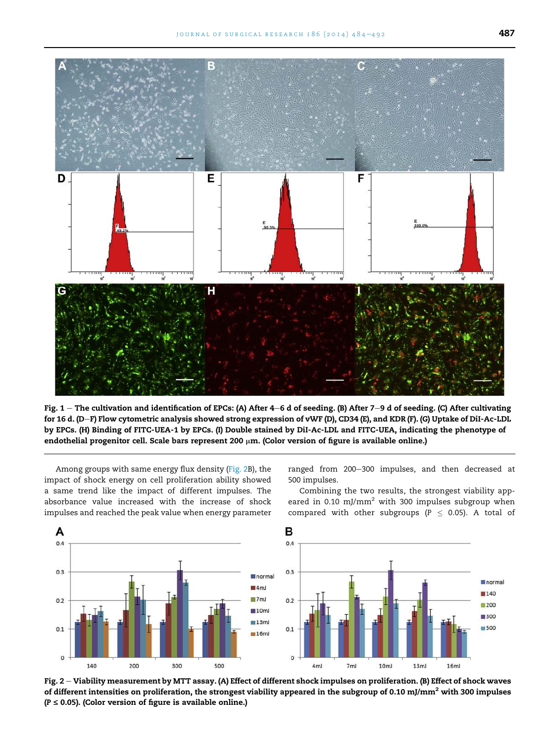Fig. 1 – The cultivation and identification of EPCs: (A) After 4–6 d of seeding. (B) After 7–9 d of seeding. (C) After cultivating for 16 d. (D–F) Flow cytometric analysis showed strong expression of vWF (D), CD34 (E), and KDR (F). (G) Uptake of DiI-Ac-LDL by EPCs. (H) Binding of FITC-UEA-1 by EPCs. (I) Double stained by DiI-Ac-LDL and FITC-UEA, indicating the phenotype of endothelial progenitor cell. Scale bars represent 200 μm. (Color version of figure is available online.)

Among groups with same energy flux density (Fig. 2B), the impact of shock energy on cell proliferation ability showed a same trend like the impact of different impulses. The absorbance value increased with the increase of shock impulses and reached the peak value when energy parameter ranged from 200–300 impulses, and then decreased at 500 impulses.

Combining the two results, the strongest viability appeared in 0.10 mJ/mm$^2$ with 300 impulses subgroup when compared with other subgroups ($P \leq 0.05$). A total of

Fig. 2 – Viability measurement by MTT assay. (A) Effect of different shock impulses on proliferation. (B) Effect of shock waves of different intensities on proliferation, the strongest viability appeared in the subgroup of 0.10 mJ/mm$^2$ with 300 impulses ($P \leq 0.05$). (Color version of figure is available online.)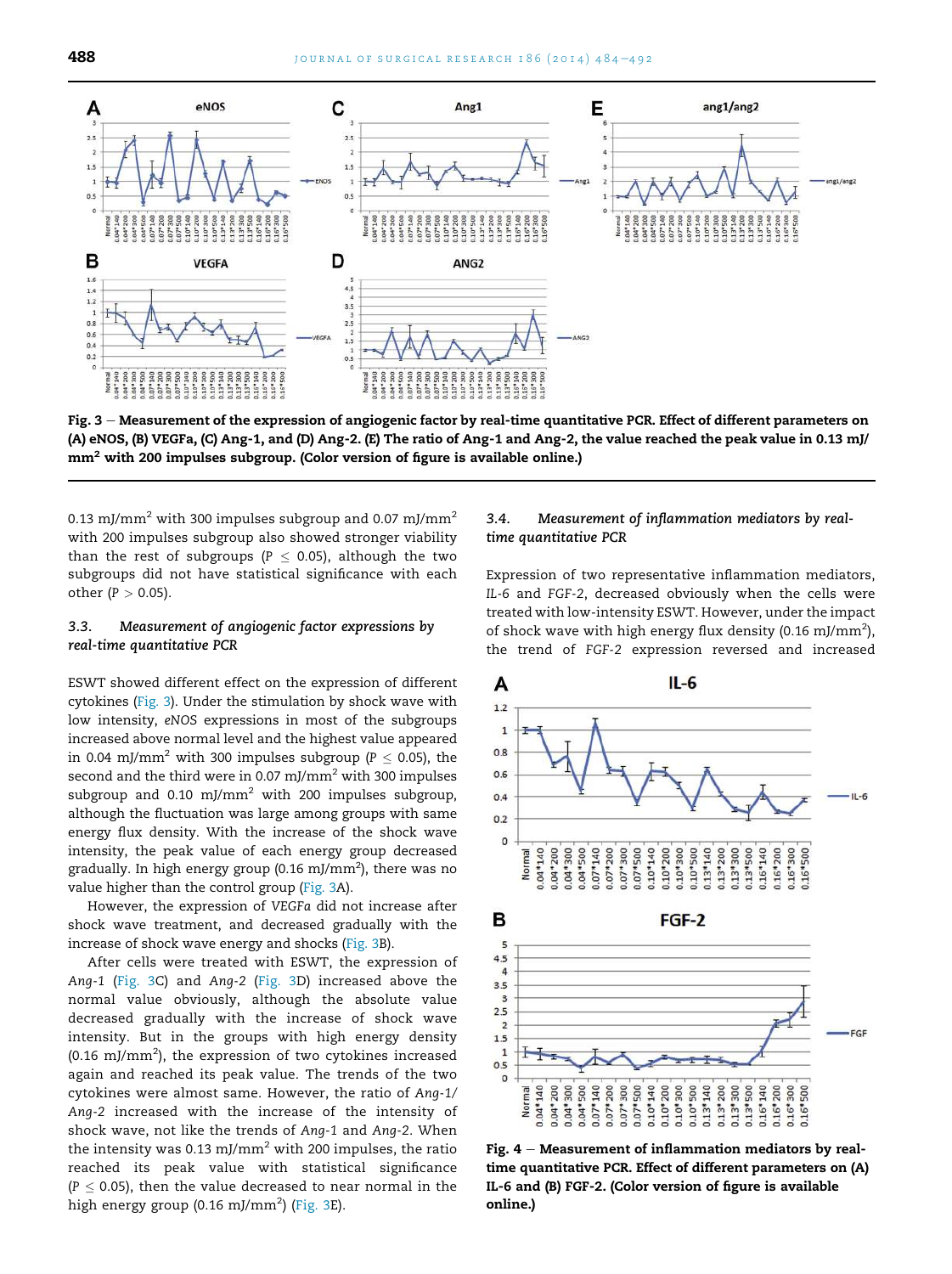**Fig. 3 – Measurement of the expression of angiogenic factor by real-time quantitative PCR. Effect of different parameters on (A) eNOS, (B) VEGFa, (C) Ang-1, and (D) Ang-2. (E) The ratio of Ang-1 and Ang-2, the value reached the peak value in 0.13 mJ/mm$^2$ with 200 impulses subgroup. (Color version of figure is available online.)**

0.13 mJ/mm$^2$ with 300 impulses subgroup and 0.07 mJ/mm$^2$ with 200 impulses subgroup also showed stronger viability than the rest of subgroups ($P \leq 0.05$), although the two subgroups did not have statistical significance with each other ($P > 0.05$).

### 3.3. *Measurement of angiogenic factor expressions by real-time quantitative PCR*

ESWT showed different effect on the expression of different cytokines (Fig. 3). Under the stimulation by shock wave with low intensity, *eNOS* expressions in most of the subgroups increased above normal level and the highest value appeared in 0.04 mJ/mm$^2$ with 300 impulses subgroup ($P \leq 0.05$), the second and the third were in 0.07 mJ/mm$^2$ with 300 impulses subgroup and 0.10 mJ/mm$^2$ with 200 impulses subgroup, although the fluctuation was large among groups with same energy flux density. With the increase of the shock wave intensity, the peak value of each energy group decreased gradually. In high energy group (0.16 mJ/mm$^2$), there was no value higher than the control group (Fig. 3A).

However, the expression of *VEGFa* did not increase after shock wave treatment, and decreased gradually with the increase of shock wave energy and shocks (Fig. 3B).

After cells were treated with ESWT, the expression of *Ang-1* (Fig. 3C) and *Ang-2* (Fig. 3D) increased above the normal value obviously, although the absolute value decreased gradually with the increase of shock wave intensity. But in the groups with high energy density (0.16 mJ/mm$^2$), the expression of two cytokines increased again and reached its peak value. The trends of the two cytokines were almost same. However, the ratio of *Ang-1/Ang-2* increased with the increase of the intensity of shock wave, not like the trends of *Ang-1* and *Ang-2*. When the intensity was 0.13 mJ/mm$^2$ with 200 impulses, the ratio reached its peak value with statistical significance ($P \leq 0.05$), then the value decreased to near normal in the high energy group (0.16 mJ/mm$^2$) (Fig. 3E).

### 3.4. *Measurement of inflammation mediators by real-time quantitative PCR*

Expression of two representative inflammation mediators, *IL-6* and *FGF-2*, decreased obviously when the cells were treated with low-intensity ESWT. However, under the impact of shock wave with high energy flux density (0.16 mJ/mm$^2$), the trend of *FGF-2* expression reversed and increased

**Fig. 4 – Measurement of inflammation mediators by real-time quantitative PCR. Effect of different parameters on (A) IL-6 and (B) FGF-2. (Color version of figure is available online.)**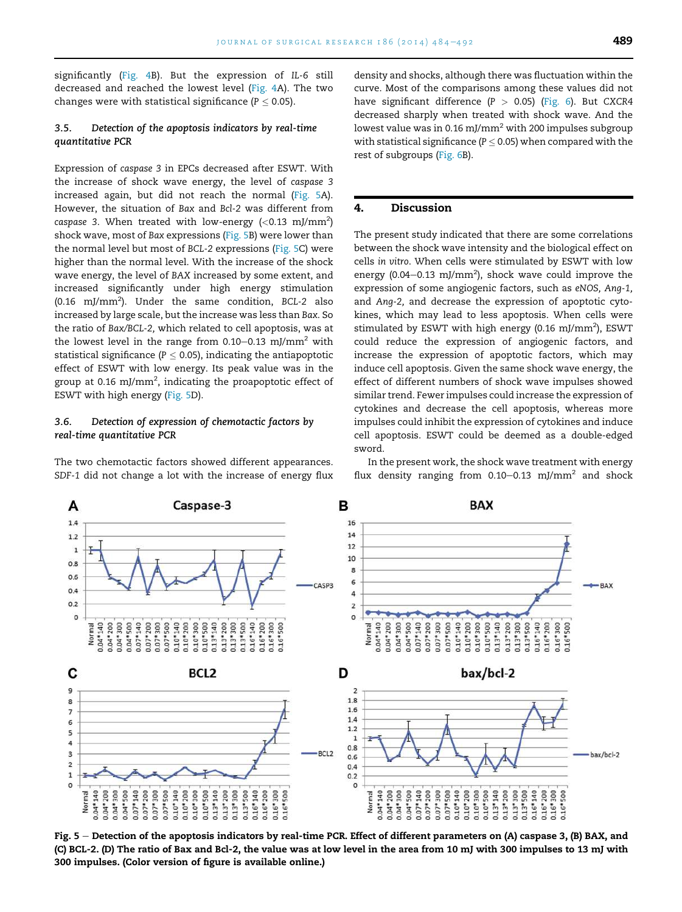significantly (Fig. 4B). But the expression of *IL-6* still decreased and reached the lowest level (Fig. 4A). The two changes were with statistical significance ($P \leq 0.05$).

### 3.5. Detection of the apoptosis indicators by real-time quantitative PCR

Expression of *caspase 3* in EPCs decreased after ESWT. With the increase of shock wave energy, the level of *caspase 3* increased again, but did not reach the normal (Fig. 5A). However, the situation of *Bax* and *Bcl-2* was different from *caspase 3*. When treated with low-energy (<0.13 mJ/mm$^2$) shock wave, most of *Bax* expressions (Fig. 5B) were lower than the normal level but most of *BCL-2* expressions (Fig. 5C) were higher than the normal level. With the increase of the shock wave energy, the level of *BAX* increased by some extent, and increased significantly under high energy stimulation (0.16 mJ/mm$^2$). Under the same condition, *BCL-2* also increased by large scale, but the increase was less than *Bax*. So the ratio of *Bax/BCL-2*, which related to cell apoptosis, was at the lowest level in the range from 0.10–0.13 mJ/mm$^2$ with statistical significance ($P \leq 0.05$), indicating the antiapoptotic effect of ESWT with low energy. Its peak value was in the group at 0.16 mJ/mm$^2$, indicating the proapoptotic effect of ESWT with high energy (Fig. 5D).

### 3.6. Detection of expression of chemotactic factors by real-time quantitative PCR

The two chemotactic factors showed different appearances. *SDF-1* did not change a lot with the increase of energy flux density and shocks, although there was fluctuation within the curve. Most of the comparisons among these values did not have significant difference ($P > 0.05$) (Fig. 6). But *CXCR4* decreased sharply when treated with shock wave. And the lowest value was in 0.16 mJ/mm$^2$ with 200 impulses subgroup with statistical significance ($P \leq 0.05$) when compared with the rest of subgroups (Fig. 6B).

## 4. Discussion

The present study indicated that there are some correlations between the shock wave intensity and the biological effect on cells *in vitro*. When cells were stimulated by ESWT with low energy (0.04–0.13 mJ/mm$^2$), shock wave could improve the expression of some angiogenic factors, such as *eNOS*, *Ang-1*, and *Ang-2*, and decrease the expression of apoptotic cytokines, which may lead to less apoptosis. When cells were stimulated by ESWT with high energy (0.16 mJ/mm$^2$), ESWT could reduce the expression of angiogenic factors, and increase the expression of apoptotic factors, which may induce cell apoptosis. Given the same shock wave energy, the effect of different numbers of shock wave impulses showed similar trend. Fewer impulses could increase the expression of cytokines and decrease the cell apoptosis, whereas more impulses could inhibit the expression of cytokines and induce cell apoptosis. ESWT could be deemed as a double-edged sword.

In the present work, the shock wave treatment with energy flux density ranging from 0.10–0.13 mJ/mm$^2$ and shock

**Fig. 5 – Detection of the apoptosis indicators by real-time PCR. Effect of different parameters on (A) caspase 3, (B) BAX, and (C) BCL-2. (D) The ratio of Bax and Bcl-2, the value was at low level in the area from 10 mJ with 300 impulses to 13 mJ with 300 impulses. (Color version of figure is available online.)**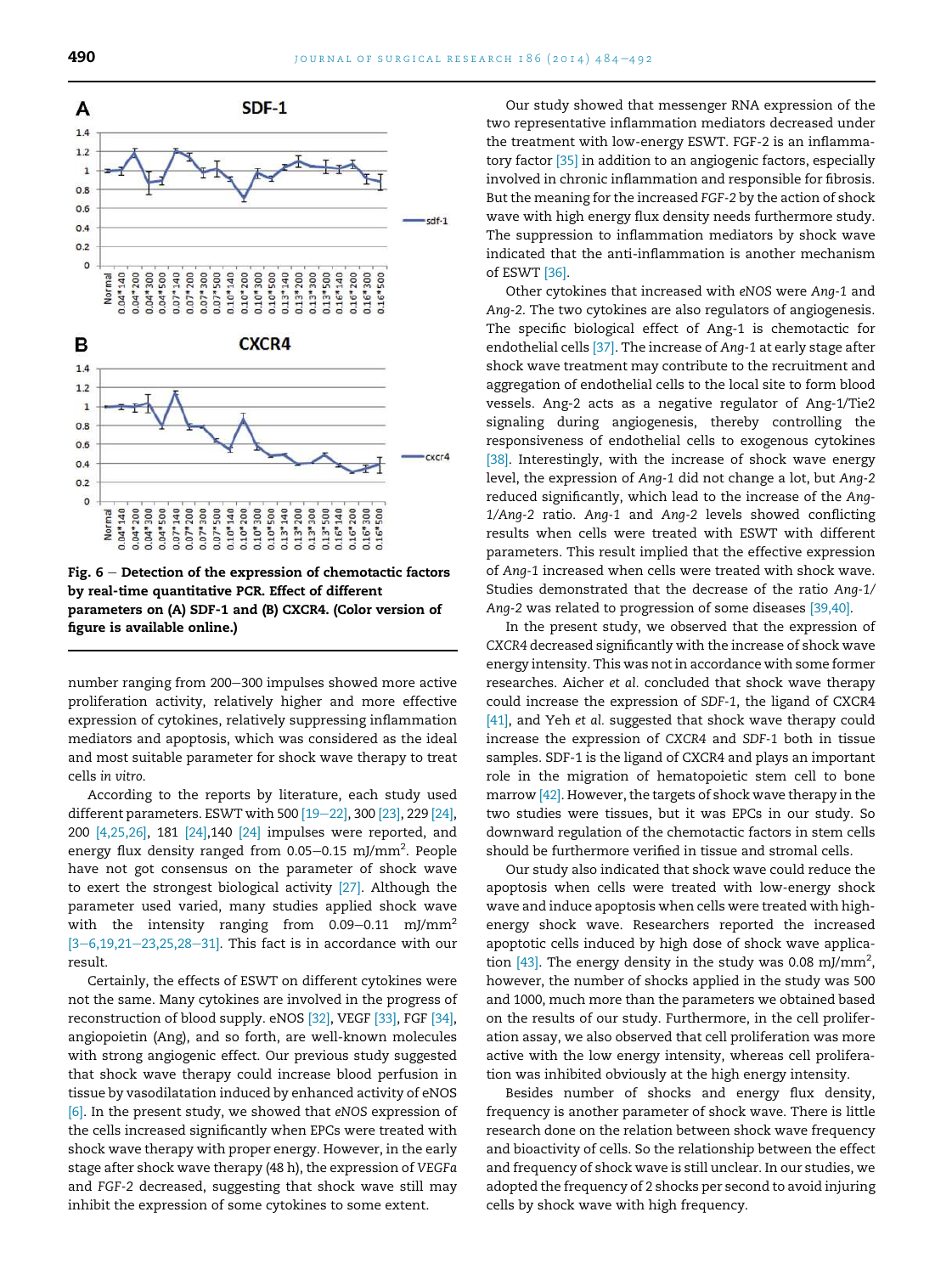Fig. 6 – Detection of the expression of chemotactic factors by real-time quantitative PCR. Effect of different parameters on (A) SDF-1 and (B) CXCR4. (Color version of figure is available online.)

number ranging from 200–300 impulses showed more active proliferation activity, relatively higher and more effective expression of cytokines, relatively suppressing inflammation mediators and apoptosis, which was considered as the ideal and most suitable parameter for shock wave therapy to treat cells *in vitro*.

According to the reports by literature, each study used different parameters. ESWT with 500 [19–22], 300 [23], 229 [24], 200 [4,25,26], 181 [24],140 [24] impulses were reported, and energy flux density ranged from 0.05–0.15 mJ/mm$^2$. People have not got consensus on the parameter of shock wave to exert the strongest biological activity [27]. Although the parameter used varied, many studies applied shock wave with the intensity ranging from 0.09–0.11 mJ/mm$^2$ [3–6,19,21–23,25,28–31]. This fact is in accordance with our result.

Certainly, the effects of ESWT on different cytokines were not the same. Many cytokines are involved in the progress of reconstruction of blood supply. eNOS [32], VEGF [33], FGF [34], angiopoietin (Ang), and so forth, are well-known molecules with strong angiogenic effect. Our previous study suggested that shock wave therapy could increase blood perfusion in tissue by vasodilatation induced by enhanced activity of eNOS [6]. In the present study, we showed that *eNOS* expression of the cells increased significantly when EPCs were treated with shock wave therapy with proper energy. However, in the early stage after shock wave therapy (48 h), the expression of *VEGFa* and *FGF-2* decreased, suggesting that shock wave still may inhibit the expression of some cytokines to some extent.

Our study showed that messenger RNA expression of the two representative inflammation mediators decreased under the treatment with low-energy ESWT. FGF-2 is an inflammatory factor [35] in addition to an angiogenic factors, especially involved in chronic inflammation and responsible for fibrosis. But the meaning for the increased *FGF-2* by the action of shock wave with high energy flux density needs furthermore study. The suppression to inflammation mediators by shock wave indicated that the anti-inflammation is another mechanism of ESWT [36].

Other cytokines that increased with *eNOS* were *Ang-1* and *Ang-2*. The two cytokines are also regulators of angiogenesis. The specific biological effect of Ang-1 is chemotactic for endothelial cells [37]. The increase of *Ang-1* at early stage after shock wave treatment may contribute to the recruitment and aggregation of endothelial cells to the local site to form blood vessels. Ang-2 acts as a negative regulator of Ang-1/Tie2 signaling during angiogenesis, thereby controlling the responsiveness of endothelial cells to exogenous cytokines [38]. Interestingly, with the increase of shock wave energy level, the expression of *Ang-1* did not change a lot, but *Ang-2* reduced significantly, which lead to the increase of the *Ang-1/Ang-2* ratio. *Ang-1* and *Ang-2* levels showed conflicting results when cells were treated with ESWT with different parameters. This result implied that the effective expression of *Ang-1* increased when cells were treated with shock wave. Studies demonstrated that the decrease of the ratio *Ang-1/Ang-2* was related to progression of some diseases [39,40].

In the present study, we observed that the expression of *CXCR4* decreased significantly with the increase of shock wave energy intensity. This was not in accordance with some former researches. Aicher *et al.* concluded that shock wave therapy could increase the expression of *SDF-1*, the ligand of CXCR4 [41], and Yeh *et al.* suggested that shock wave therapy could increase the expression of *CXCR4* and *SDF-1* both in tissue samples. SDF-1 is the ligand of CXCR4 and plays an important role in the migration of hematopoietic stem cell to bone marrow [42]. However, the targets of shock wave therapy in the two studies were tissues, but it was EPCs in our study. So downward regulation of the chemotactic factors in stem cells should be furthermore verified in tissue and stromal cells.

Our study also indicated that shock wave could reduce the apoptosis when cells were treated with low-energy shock wave and induce apoptosis when cells were treated with high-energy shock wave. Researchers reported the increased apoptotic cells induced by high dose of shock wave application [43]. The energy density in the study was 0.08 mJ/mm$^2$, however, the number of shocks applied in the study was 500 and 1000, much more than the parameters we obtained based on the results of our study. Furthermore, in the cell proliferation assay, we also observed that cell proliferation was more active with the low energy intensity, whereas cell proliferation was inhibited obviously at the high energy intensity.

Besides number of shocks and energy flux density, frequency is another parameter of shock wave. There is little research done on the relation between shock wave frequency and bioactivity of cells. So the relationship between the effect and frequency of shock wave is still unclear. In our studies, we adopted the frequency of 2 shocks per second to avoid injuring cells by shock wave with high frequency.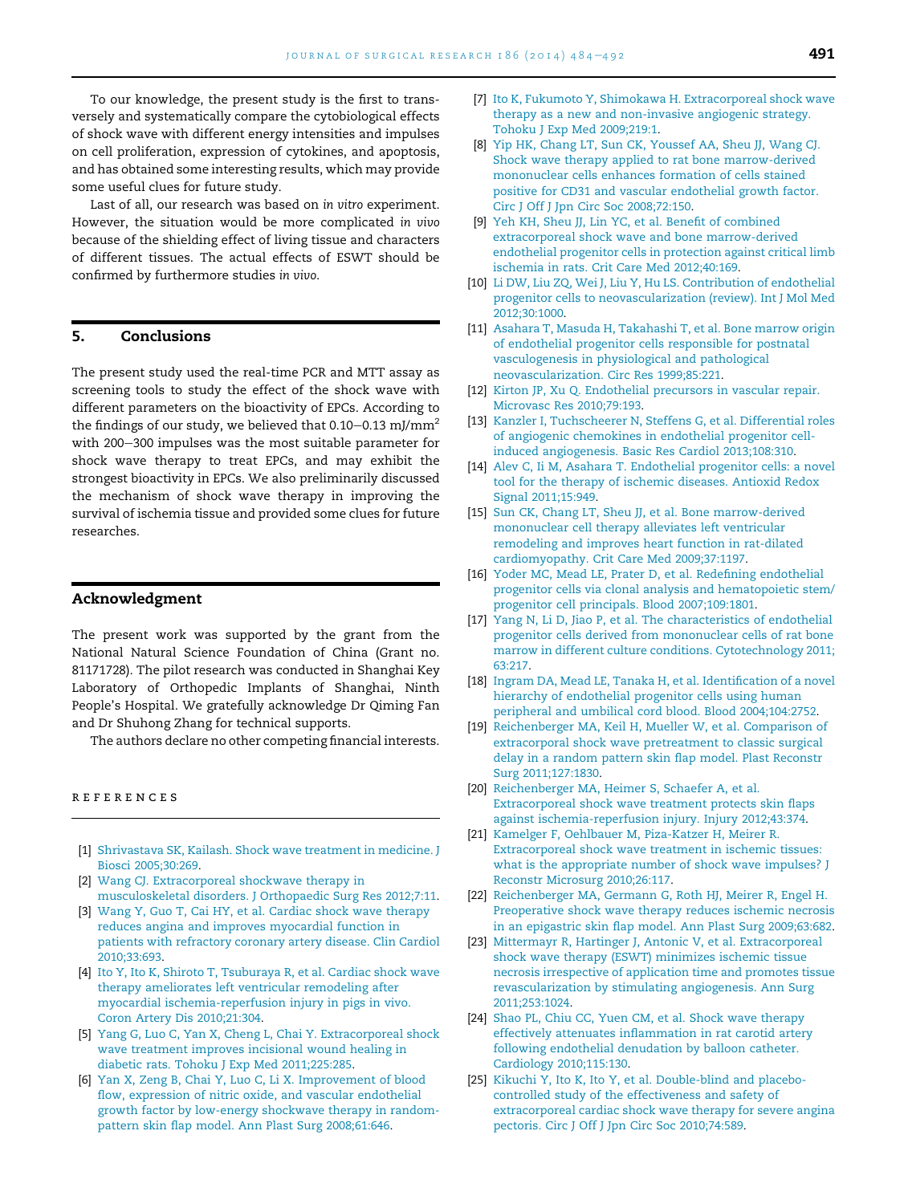To our knowledge, the present study is the first to transversely and systematically compare the cytobiological effects of shock wave with different energy intensities and impulses on cell proliferation, expression of cytokines, and apoptosis, and has obtained some interesting results, which may provide some useful clues for future study.

Last of all, our research was based on *in vitro* experiment. However, the situation would be more complicated *in vivo* because of the shielding effect of living tissue and characters of different tissues. The actual effects of ESWT should be confirmed by furthermore studies *in vivo*.

## 5. Conclusions

The present study used the real-time PCR and MTT assay as screening tools to study the effect of the shock wave with different parameters on the bioactivity of EPCs. According to the findings of our study, we believed that 0.10–0.13 mJ/mm$^2$ with 200–300 impulses was the most suitable parameter for shock wave therapy to treat EPCs, and may exhibit the strongest bioactivity in EPCs. We also preliminarily discussed the mechanism of shock wave therapy in improving the survival of ischemia tissue and provided some clues for future researches.

## Acknowledgment

The present work was supported by the grant from the National Natural Science Foundation of China (Grant no. 81171728). The pilot research was conducted in Shanghai Key Laboratory of Orthopedic Implants of Shanghai, Ninth People's Hospital. We gratefully acknowledge Dr Qiming Fan and Dr Shuhong Zhang for technical supports.

The authors declare no other competing financial interests.

## REFERENCES

[1] Shrivastava SK, Kailash. Shock wave treatment in medicine. J Biosci 2005;30:269.

[2] Wang CJ. Extracorporeal shockwave therapy in musculoskeletal disorders. J Orthopaedic Surg Res 2012;7:11.

[3] Wang Y, Guo T, Cai HY, et al. Cardiac shock wave therapy reduces angina and improves myocardial function in patients with refractory coronary artery disease. Clin Cardiol 2010;33:693.

[4] Ito Y, Ito K, Shiroto T, Tsuburaya R, et al. Cardiac shock wave therapy ameliorates left ventricular remodeling after myocardial ischemia-reperfusion injury in pigs in vivo. Coron Artery Dis 2010;21:304.

[5] Yang G, Luo C, Yan X, Cheng L, Chai Y. Extracorporeal shock wave treatment improves incisional wound healing in diabetic rats. Tohoku J Exp Med 2011;225:285.

[6] Yan X, Zeng B, Chai Y, Luo C, Li X. Improvement of blood flow, expression of nitric oxide, and vascular endothelial growth factor by low-energy shockwave therapy in random-pattern skin flap model. Ann Plast Surg 2008;61:646.

[7] Ito K, Fukumoto Y, Shimokawa H. Extracorporeal shock wave therapy as a new and non-invasive angiogenic strategy. Tohoku J Exp Med 2009;219:1.

[8] Yip HK, Chang LT, Sun CK, Youssef AA, Sheu JJ, Wang CJ. Shock wave therapy applied to rat bone marrow-derived mononuclear cells enhances formation of cells stained positive for CD31 and vascular endothelial growth factor. Circ J Off J Jpn Circ Soc 2008;72:150.

[9] Yeh KH, Sheu JJ, Lin YC, et al. Benefit of combined extracorporeal shock wave and bone marrow-derived endothelial progenitor cells in protection against critical limb ischemia in rats. Crit Care Med 2012;40:169.

[10] Li DW, Liu ZQ, Wei J, Liu Y, Hu LS. Contribution of endothelial progenitor cells to neovascularization (review). Int J Mol Med 2012;30:1000.

[11] Asahara T, Masuda H, Takahashi T, et al. Bone marrow origin of endothelial progenitor cells responsible for postnatal vasculogenesis in physiological and pathological neovascularization. Circ Res 1999;85:221.

[12] Kirton JP, Xu Q. Endothelial precursors in vascular repair. Microvasc Res 2010;79:193.

[13] Kanzler I, Tuchscheerer N, Steffens G, et al. Differential roles of angiogenic chemokines in endothelial progenitor cell-induced angiogenesis. Basic Res Cardiol 2013;108:310.

[14] Alev C, Ii M, Asahara T. Endothelial progenitor cells: a novel tool for the therapy of ischemic diseases. Antioxid Redox Signal 2011;15:949.

[15] Sun CK, Chang LT, Sheu JJ, et al. Bone marrow-derived mononuclear cell therapy alleviates left ventricular remodeling and improves heart function in rat-dilated cardiomyopathy. Crit Care Med 2009;37:1197.

[16] Yoder MC, Mead LE, Prater D, et al. Redefining endothelial progenitor cells via clonal analysis and hematopoietic stem/progenitor cell principals. Blood 2007;109:1801.

[17] Yang N, Li D, Jiao P, et al. The characteristics of endothelial progenitor cells derived from mononuclear cells of rat bone marrow in different culture conditions. Cytotechnology 2011;63:217.

[18] Ingram DA, Mead LE, Tanaka H, et al. Identification of a novel hierarchy of endothelial progenitor cells using human peripheral and umbilical cord blood. Blood 2004;104:2752.

[19] Reichenberger MA, Keil H, Mueller W, et al. Comparison of extracorporeal shock wave pretreatment to classic surgical delay in a random pattern skin flap model. Plast Reconstr Surg 2011;127:1830.

[20] Reichenberger MA, Heimer S, Schaefer A, et al. Extracorporeal shock wave treatment protects skin flaps against ischemia-reperfusion injury. Injury 2012;43:374.

[21] Kamelger F, Oehlbauer M, Piza-Katzer H, Meirer R. Extracorporeal shock wave treatment in ischemic tissues: what is the appropriate number of shock wave impulses? J Reconstr Microsurg 2010;26:117.

[22] Reichenberger MA, Germann G, Roth HJ, Meirer R, Engel H. Preoperative shock wave therapy reduces ischemic necrosis in an epigastric skin flap model. Ann Plast Surg 2009;63:682.

[23] Mittermayr R, Hartinger J, Antonic V, et al. Extracorporeal shock wave therapy (ESWT) minimizes ischemic tissue necrosis irrespective of application time and promotes tissue revascularization by stimulating angiogenesis. Ann Surg 2011;253:1024.

[24] Shao PL, Chiu CC, Yuen CM, et al. Shock wave therapy effectively attenuates inflammation in rat carotid artery following endothelial denudation by balloon catheter. Cardiology 2010;115:130.

[25] Kikuchi Y, Ito K, Ito Y, et al. Double-blind and placebo-controlled study of the effectiveness and safety of extracorporeal cardiac shock wave therapy for severe angina pectoris. Circ J Off J Jpn Circ Soc 2010;74:589.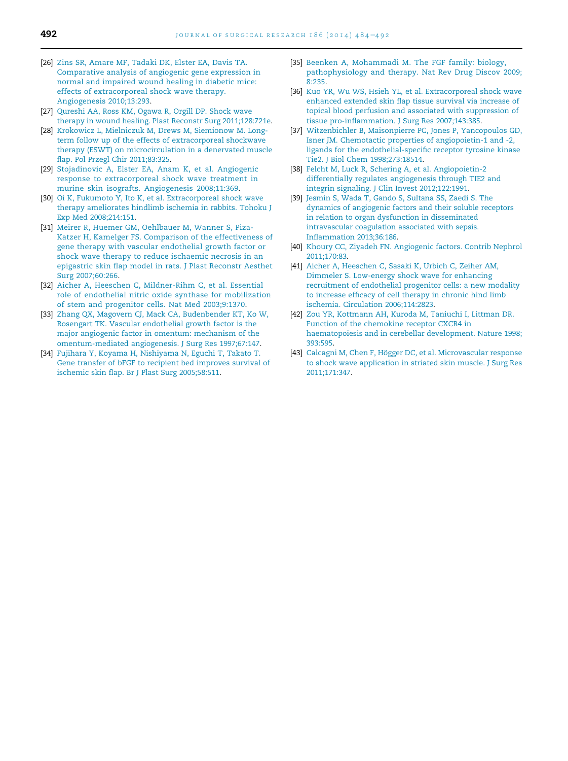[26] Zins SR, Amare MF, Tadaki DK, Elster EA, Davis TA. Comparative analysis of angiogenic gene expression in normal and impaired wound healing in diabetic mice: effects of extracorporeal shock wave therapy. Angiogenesis 2010;13:293.

[27] Qureshi AA, Ross KM, Ogawa R, Orgill DP. Shock wave therapy in wound healing. Plast Reconstr Surg 2011;128:721e.

[28] Krokowicz L, Mielniczuk M, Drews M, Siemionow M. Long-term follow up of the effects of extracorporeal shockwave therapy (ESWT) on microcirculation in a denervated muscle flap. Pol Przegl Chir 2011;83:325.

[29] Stojadinovic A, Elster EA, Anam K, et al. Angiogenic response to extracorporeal shock wave treatment in murine skin isografts. Angiogenesis 2008;11:369.

[30] Oi K, Fukumoto Y, Ito K, et al. Extracorporeal shock wave therapy ameliorates hindlimb ischemia in rabbits. Tohoku J Exp Med 2008;214:151.

[31] Meirer R, Huemer GM, Oehlbauer M, Wanner S, Piza-Katzer H, Kamelger FS. Comparison of the effectiveness of gene therapy with vascular endothelial growth factor or shock wave therapy to reduce ischaemic necrosis in an epigastric skin flap model in rats. J Plast Reconstr Aesthet Surg 2007;60:266.

[32] Aicher A, Heeschen C, Mildner-Rihm C, et al. Essential role of endothelial nitric oxide synthase for mobilization of stem and progenitor cells. Nat Med 2003;9:1370.

[33] Zhang QX, Magovern CJ, Mack CA, Budenbender KT, Ko W, Rosengart TK. Vascular endothelial growth factor is the major angiogenic factor in omentum: mechanism of the omentum-mediated angiogenesis. J Surg Res 1997;67:147.

[34] Fujihara Y, Koyama H, Nishiyama N, Eguchi T, Takato T. Gene transfer of bFGF to recipient bed improves survival of ischemic skin flap. Br J Plast Surg 2005;58:511.

[35] Beenken A, Mohammadi M. The FGF family: biology, pathophysiology and therapy. Nat Rev Drug Discov 2009; 8:235.

[36] Kuo YR, Wu WS, Hsieh YL, et al. Extracorporeal shock wave enhanced extended skin flap tissue survival via increase of topical blood perfusion and associated with suppression of tissue pro-inflammation. J Surg Res 2007;143:385.

[37] Witzenbichler B, Maisonpierre PC, Jones P, Yancopoulos GD, Isner JM. Chemotactic properties of angiopoietin-1 and -2, ligands for the endothelial-specific receptor tyrosine kinase Tie2. J Biol Chem 1998;273:18514.

[38] Felcht M, Luck R, Schering A, et al. Angiopoietin-2 differentially regulates angiogenesis through TIE2 and integrin signaling. J Clin Invest 2012;122:1991.

[39] Jesmin S, Wada T, Gando S, Sultana SS, Zaedi S. The dynamics of angiogenic factors and their soluble receptors in relation to organ dysfunction in disseminated intravascular coagulation associated with sepsis. Inflammation 2013;36:186.

[40] Khoury CC, Ziyadeh FN. Angiogenic factors. Contrib Nephrol 2011;170:83.

[41] Aicher A, Heeschen C, Sasaki K, Urbich C, Zeiher AM, Dimmeler S. Low-energy shock wave for enhancing recruitment of endothelial progenitor cells: a new modality to increase efficacy of cell therapy in chronic hind limb ischemia. Circulation 2006;114:2823.

[42] Zou YR, Kottmann AH, Kuroda M, Taniuchi I, Littman DR. Function of the chemokine receptor CXCR4 in haematopoiesis and in cerebellar development. Nature 1998; 393:595.

[43] Calcagni M, Chen F, Högger DC, et al. Microvascular response to shock wave application in striated skin muscle. J Surg Res 2011;171:347.